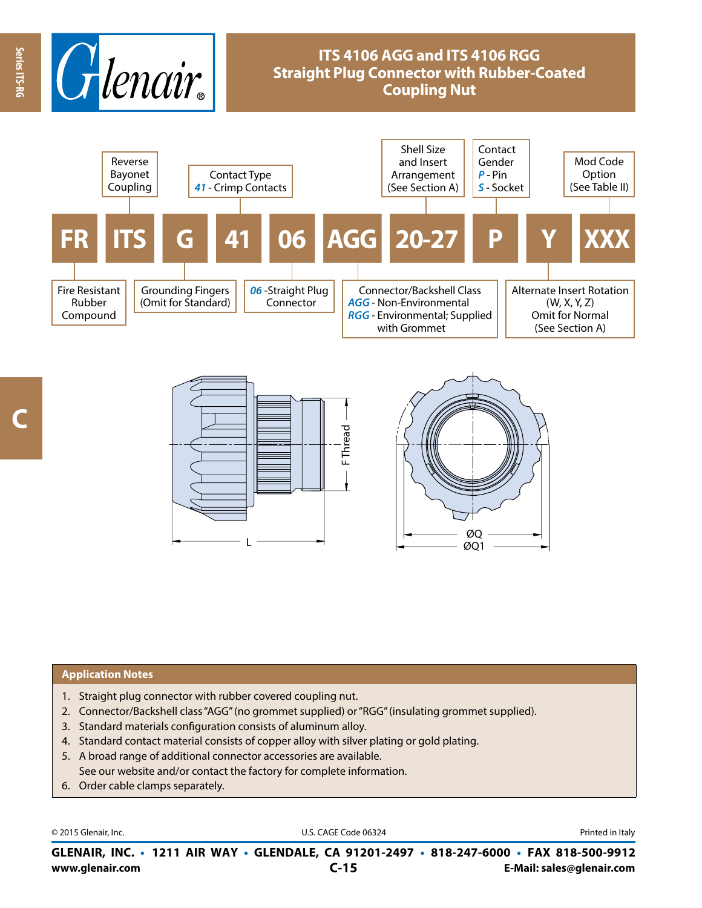# ITS 4106 AGG and ITS 4106 RGG Straight Plug Connector with Rubber-Coated Coupling Nut

| FR | ITS | G | 41 | 06 | AGG | 20-27 | P | Y | XXX |
|---|---|---|---|---|---|---|---|---|---|
| Fire Resistant Rubber Compound | Reverse Bayonet Coupling | Grounding Fingers (Omit for Standard) | Contact Type *41* - Crimp Contacts | *06* -Straight Plug Connector | Connector/Backshell Class *AGG* - Non-Environmental *RGG* - Environmental; Supplied with Grommet | Shell Size and Insert Arrangement (See Section A) | Contact Gender *P* - Pin *S* - Socket | Alternate Insert Rotation (W, X, Y, Z) Omit for Normal (See Section A) | Mod Code Option (See Table II) |

F Thread

L

ØQ

ØQ1

## Application Notes

1. Straight plug connector with rubber covered coupling nut.
2. Connector/Backshell class "AGG" (no grommet supplied) or "RGG" (insulating grommet supplied).
3. Standard materials configuration consists of aluminum alloy.
4. Standard contact material consists of copper alloy with silver plating or gold plating.
5. A broad range of additional connector accessories are available. See our website and/or contact the factory for complete information.
6. Order cable clamps separately.

© 2015 Glenair, Inc. U.S. CAGE Code 06324 Printed in Italy

**GLENAIR, INC. • 1211 AIR WAY • GLENDALE, CA 91201-2497 • 818-247-6000 • FAX 818-500-9912**

**www.glenair.com** **E-Mail: sales@glenair.com**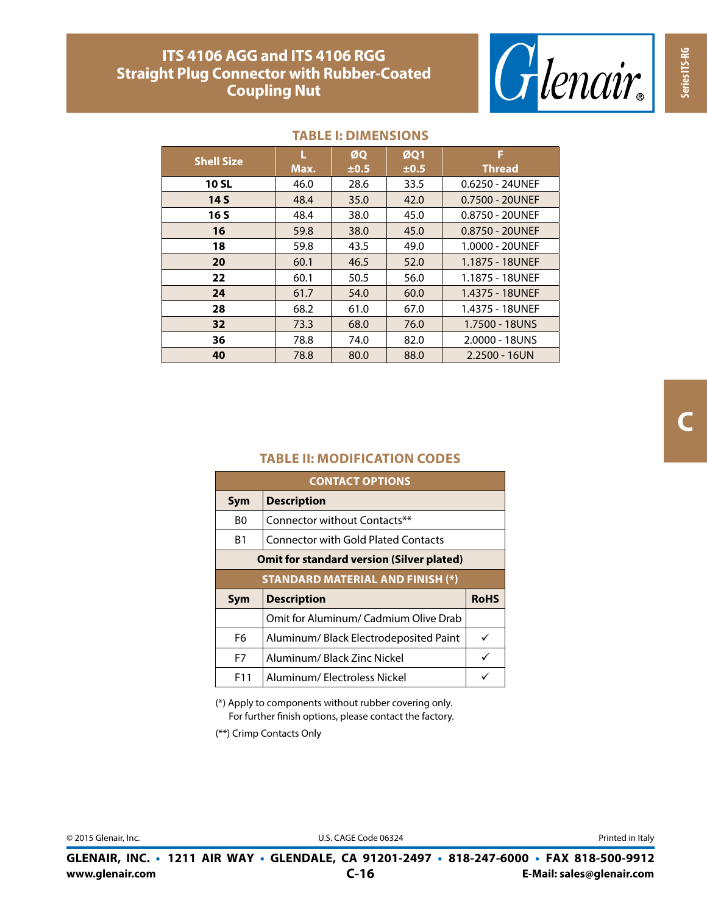# ITS 4106 AGG and ITS 4106 RGG Straight Plug Connector with Rubber-Coated Coupling Nut

## TABLE I: DIMENSIONS

| Shell Size | L Max. | ØQ ±0.5 | ØQ1 ±0.5 | F Thread |
|---|---|---|---|---|
| **10 SL** | 46.0 | 28.6 | 33.5 | 0.6250 - 24UNEF |
| **14 S** | 48.4 | 35.0 | 42.0 | 0.7500 - 20UNEF |
| **16 S** | 48.4 | 38.0 | 45.0 | 0.8750 - 20UNEF |
| **16** | 59.8 | 38.0 | 45.0 | 0.8750 - 20UNEF |
| **18** | 59.8 | 43.5 | 49.0 | 1.0000 - 20UNEF |
| **20** | 60.1 | 46.5 | 52.0 | 1.1875 - 18UNEF |
| **22** | 60.1 | 50.5 | 56.0 | 1.1875 - 18UNEF |
| **24** | 61.7 | 54.0 | 60.0 | 1.4375 - 18UNEF |
| **28** | 68.2 | 61.0 | 67.0 | 1.4375 - 18UNEF |
| **32** | 73.3 | 68.0 | 76.0 | 1.7500 - 18UNS |
| **36** | 78.8 | 74.0 | 82.0 | 2.0000 - 18UNS |
| **40** | 78.8 | 80.0 | 88.0 | 2.2500 - 16UN |

## TABLE II: MODIFICATION CODES

| CONTACT OPTIONS | | |
|---|---|---|
| **Sym** | **Description** | |
| B0 | Connector without Contacts** | |
| B1 | Connector with Gold Plated Contacts | |
| **Omit for standard version (Silver plated)** | | |
| **STANDARD MATERIAL AND FINISH (*)** | | |
| **Sym** | **Description** | **RoHS** |
| | Omit for Aluminum/ Cadmium Olive Drab | |
| F6 | Aluminum/ Black Electrodeposited Paint | ✓ |
| F7 | Aluminum/ Black Zinc Nickel | ✓ |
| F11 | Aluminum/ Electroless Nickel | ✓ |

(*) Apply to components without rubber covering only.
For further finish options, please contact the factory.

(**) Crimp Contacts Only